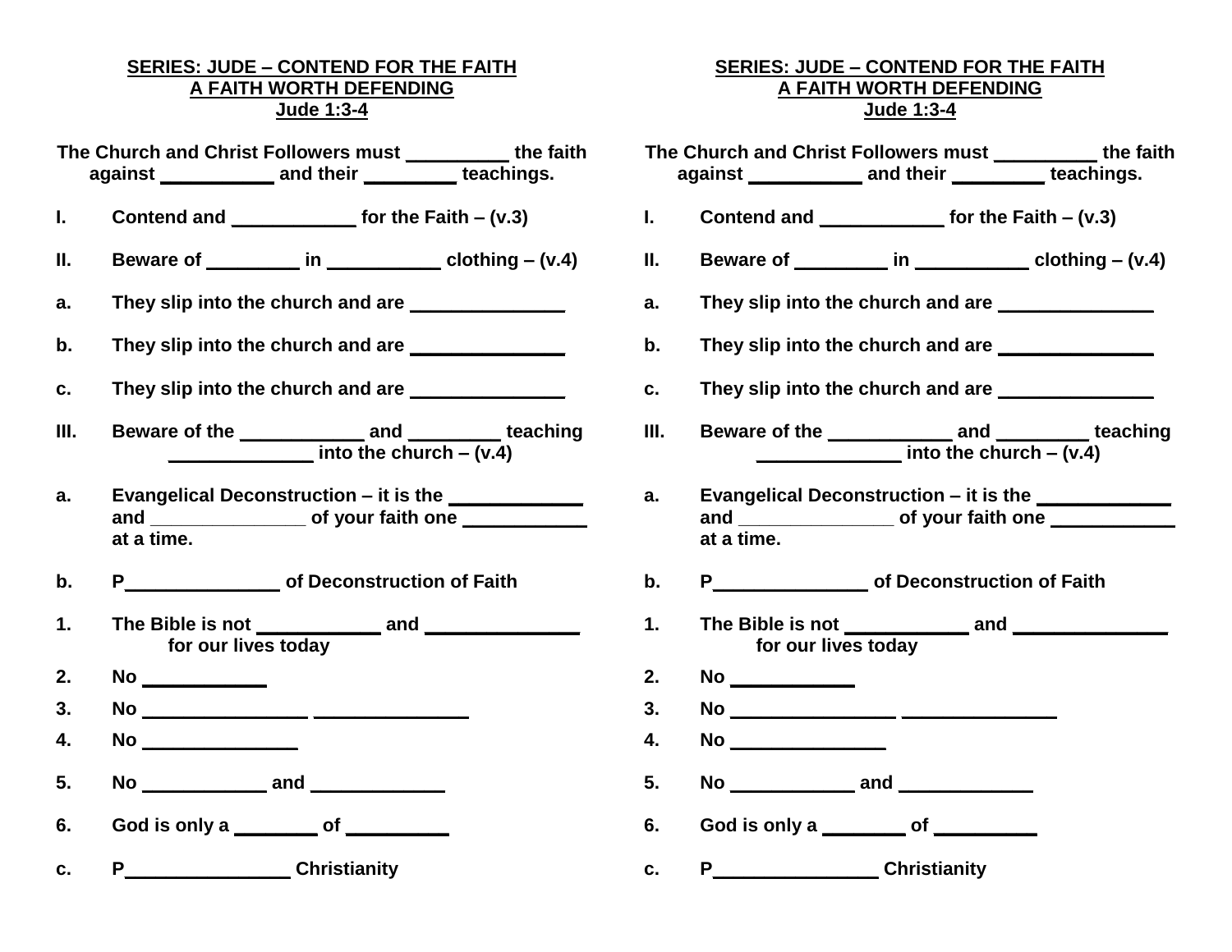**SERIES: JUDE – CONTEND FOR THE FAITH**
**A FAITH WORTH DEFENDING**
**Jude 1:3-4**

**The Church and Christ Followers must __________ the faith against ___________ and their _________ teachings.**

**I. Contend and ____________ for the Faith – (v.3)**

**II. Beware of _________ in ___________ clothing – (v.4)**

**a. They slip into the church and are _______________**

**b. They slip into the church and are _______________**

**c. They slip into the church and are _______________**

**III. Beware of the ____________ and _________ teaching _____________ into the church – (v.4)**

**a. Evangelical Deconstruction – it is the _____________ and _______________ of your faith one ____________ at a time.**

**b. P_______________ of Deconstruction of Faith**

**1. The Bible is not ____________ and _______________ for our lives today**

**2. No ____________**

**3. No ________________ _______________**

**4. No _______________**

**5. No ____________ and _____________**

**6. God is only a ________ of __________**

**c. P________________ Christianity**

**SERIES: JUDE – CONTEND FOR THE FAITH**
**A FAITH WORTH DEFENDING**
**Jude 1:3-4**

**The Church and Christ Followers must __________ the faith against ___________ and their _________ teachings.**

**I. Contend and ____________ for the Faith – (v.3)**

**II. Beware of _________ in ___________ clothing – (v.4)**

**a. They slip into the church and are _______________**

**b. They slip into the church and are _______________**

**c. They slip into the church and are _______________**

**III. Beware of the ____________ and _________ teaching _____________ into the church – (v.4)**

**a. Evangelical Deconstruction – it is the _____________ and _______________ of your faith one ____________ at a time.**

**b. P_______________ of Deconstruction of Faith**

**1. The Bible is not ____________ and _______________ for our lives today**

**2. No ____________**

**3. No ________________ _______________**

**4. No _______________**

**5. No ____________ and _____________**

**6. God is only a ________ of __________**

**c. P________________ Christianity**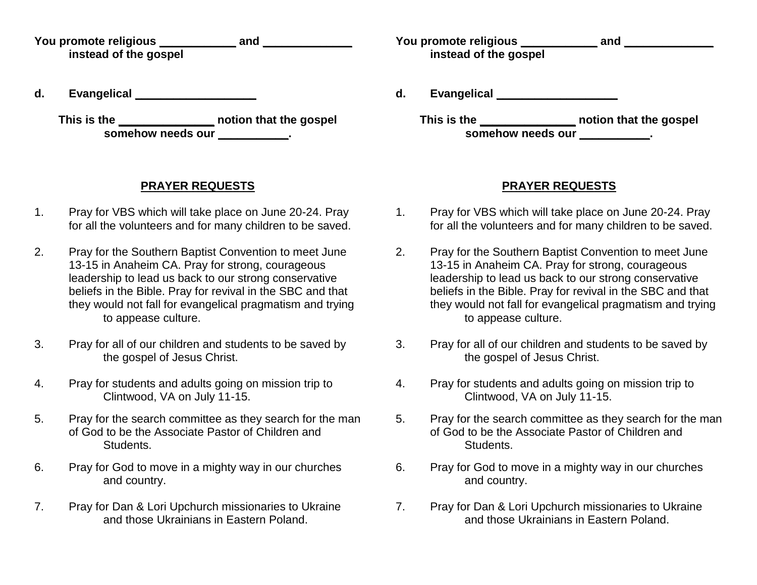**You promote religious \_\_\_\_\_\_\_\_\_\_\_\_ and \_\_\_\_\_\_\_\_\_\_\_\_\_\_ instead of the gospel**

**d. Evangelical \_\_\_\_\_\_\_\_\_\_\_\_\_\_\_\_\_\_\_**

**This is the \_\_\_\_\_\_\_\_\_\_\_\_\_\_\_ notion that the gospel somehow needs our \_\_\_\_\_\_\_\_\_\_\_.**

**PRAYER REQUESTS**

1. Pray for VBS which will take place on June 20-24. Pray for all the volunteers and for many children to be saved.
2. Pray for the Southern Baptist Convention to meet June 13-15 in Anaheim CA. Pray for strong, courageous leadership to lead us back to our strong conservative beliefs in the Bible. Pray for revival in the SBC and that they would not fall for evangelical pragmatism and trying to appease culture.
3. Pray for all of our children and students to be saved by the gospel of Jesus Christ.
4. Pray for students and adults going on mission trip to Clintwood, VA on July 11-15.
5. Pray for the search committee as they search for the man of God to be the Associate Pastor of Children and Students.
6. Pray for God to move in a mighty way in our churches and country.
7. Pray for Dan & Lori Upchurch missionaries to Ukraine and those Ukrainians in Eastern Poland.

**You promote religious \_\_\_\_\_\_\_\_\_\_\_\_ and \_\_\_\_\_\_\_\_\_\_\_\_\_\_ instead of the gospel**

**d. Evangelical \_\_\_\_\_\_\_\_\_\_\_\_\_\_\_\_\_\_\_**

**This is the \_\_\_\_\_\_\_\_\_\_\_\_\_\_\_ notion that the gospel somehow needs our \_\_\_\_\_\_\_\_\_\_\_.**

**PRAYER REQUESTS**

1. Pray for VBS which will take place on June 20-24. Pray for all the volunteers and for many children to be saved.
2. Pray for the Southern Baptist Convention to meet June 13-15 in Anaheim CA. Pray for strong, courageous leadership to lead us back to our strong conservative beliefs in the Bible. Pray for revival in the SBC and that they would not fall for evangelical pragmatism and trying to appease culture.
3. Pray for all of our children and students to be saved by the gospel of Jesus Christ.
4. Pray for students and adults going on mission trip to Clintwood, VA on July 11-15.
5. Pray for the search committee as they search for the man of God to be the Associate Pastor of Children and Students.
6. Pray for God to move in a mighty way in our churches and country.
7. Pray for Dan & Lori Upchurch missionaries to Ukraine and those Ukrainians in Eastern Poland.